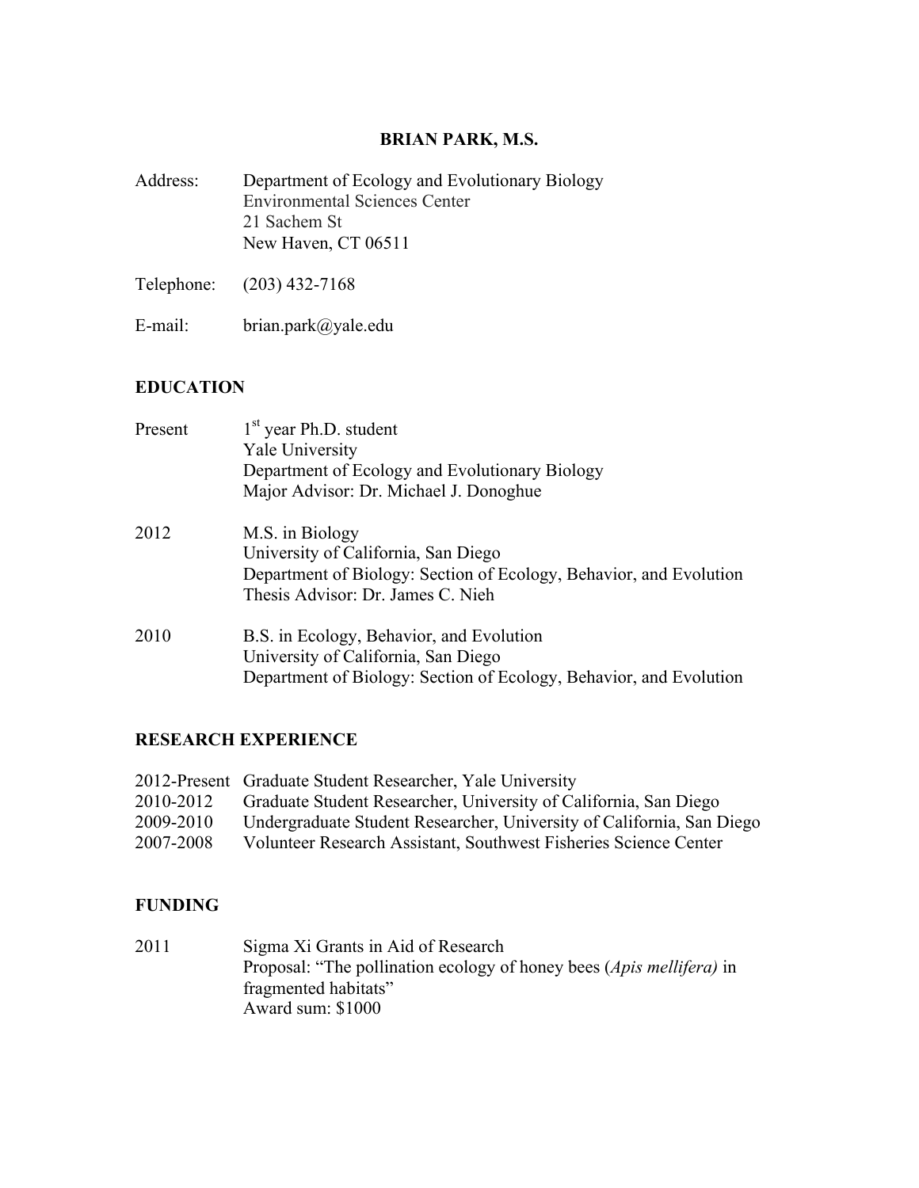# BRIAN PARK, M.S.

Address: Department of Ecology and Evolutionary Biology
Environmental Sciences Center
21 Sachem St
New Haven, CT 06511

Telephone: (203) 432-7168

E-mail: brian.park@yale.edu

## EDUCATION

Present — 1st year Ph.D. student
Yale University
Department of Ecology and Evolutionary Biology
Major Advisor: Dr. Michael J. Donoghue

2012 — M.S. in Biology
University of California, San Diego
Department of Biology: Section of Ecology, Behavior, and Evolution
Thesis Advisor: Dr. James C. Nieh

2010 — B.S. in Ecology, Behavior, and Evolution
University of California, San Diego
Department of Biology: Section of Ecology, Behavior, and Evolution

## RESEARCH EXPERIENCE

2012-Present Graduate Student Researcher, Yale University
2010-2012 Graduate Student Researcher, University of California, San Diego
2009-2010 Undergraduate Student Researcher, University of California, San Diego
2007-2008 Volunteer Research Assistant, Southwest Fisheries Science Center

## FUNDING

2011 — Sigma Xi Grants in Aid of Research
Proposal: "The pollination ecology of honey bees (*Apis mellifera)* in fragmented habitats"
Award sum: $1000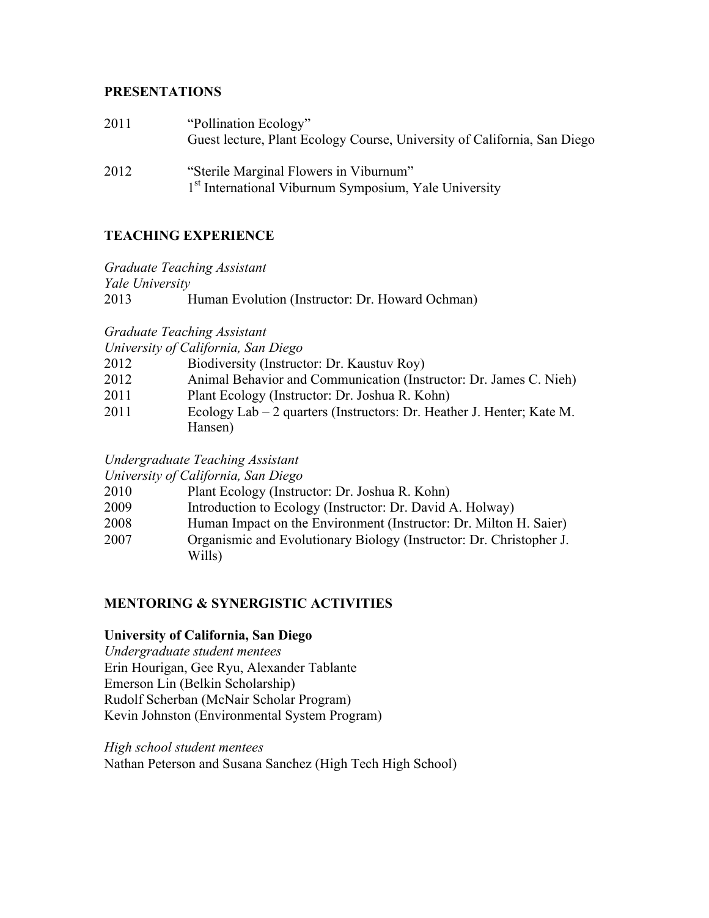## PRESENTATIONS

2011 "Pollination Ecology"
Guest lecture, Plant Ecology Course, University of California, San Diego

2012 "Sterile Marginal Flowers in Viburnum"
1st International Viburnum Symposium, Yale University

## TEACHING EXPERIENCE

*Graduate Teaching Assistant*
*Yale University*
2013 Human Evolution (Instructor: Dr. Howard Ochman)

*Graduate Teaching Assistant*
*University of California, San Diego*
2012 Biodiversity (Instructor: Dr. Kaustuv Roy)
2012 Animal Behavior and Communication (Instructor: Dr. James C. Nieh)
2011 Plant Ecology (Instructor: Dr. Joshua R. Kohn)
2011 Ecology Lab – 2 quarters (Instructors: Dr. Heather J. Henter; Kate M. Hansen)

*Undergraduate Teaching Assistant*
*University of California, San Diego*
2010 Plant Ecology (Instructor: Dr. Joshua R. Kohn)
2009 Introduction to Ecology (Instructor: Dr. David A. Holway)
2008 Human Impact on the Environment (Instructor: Dr. Milton H. Saier)
2007 Organismic and Evolutionary Biology (Instructor: Dr. Christopher J. Wills)

## MENTORING & SYNERGISTIC ACTIVITIES

**University of California, San Diego**
*Undergraduate student mentees*
Erin Hourigan, Gee Ryu, Alexander Tablante
Emerson Lin (Belkin Scholarship)
Rudolf Scherban (McNair Scholar Program)
Kevin Johnston (Environmental System Program)

*High school student mentees*
Nathan Peterson and Susana Sanchez (High Tech High School)